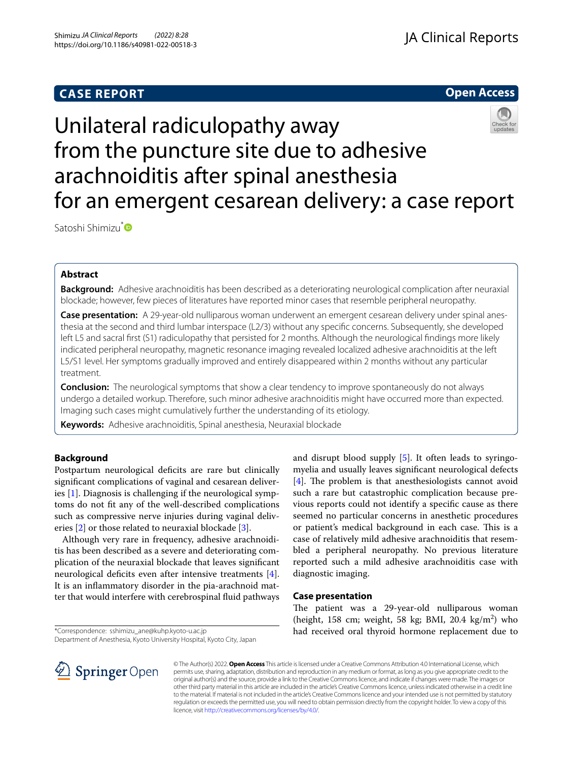CASE REPORT

Open Access

# Unilateral radiculopathy away from the puncture site due to adhesive arachnoiditis after spinal anesthesia for an emergent cesarean delivery: a case report

Satoshi Shimizu*

## Abstract

**Background:** Adhesive arachnoiditis has been described as a deteriorating neurological complication after neuraxial blockade; however, few pieces of literatures have reported minor cases that resemble peripheral neuropathy.

**Case presentation:** A 29-year-old nulliparous woman underwent an emergent cesarean delivery under spinal anesthesia at the second and third lumbar interspace (L2/3) without any specific concerns. Subsequently, she developed left L5 and sacral first (S1) radiculopathy that persisted for 2 months. Although the neurological findings more likely indicated peripheral neuropathy, magnetic resonance imaging revealed localized adhesive arachnoiditis at the left L5/S1 level. Her symptoms gradually improved and entirely disappeared within 2 months without any particular treatment.

**Conclusion:** The neurological symptoms that show a clear tendency to improve spontaneously do not always undergo a detailed workup. Therefore, such minor adhesive arachnoiditis might have occurred more than expected. Imaging such cases might cumulatively further the understanding of its etiology.

**Keywords:** Adhesive arachnoiditis, Spinal anesthesia, Neuraxial blockade

## Background

Postpartum neurological deficits are rare but clinically significant complications of vaginal and cesarean deliveries [1]. Diagnosis is challenging if the neurological symptoms do not fit any of the well-described complications such as compressive nerve injuries during vaginal deliveries [2] or those related to neuraxial blockade [3].

Although very rare in frequency, adhesive arachnoiditis has been described as a severe and deteriorating complication of the neuraxial blockade that leaves significant neurological deficits even after intensive treatments [4]. It is an inflammatory disorder in the pia-arachnoid matter that would interfere with cerebrospinal fluid pathways and disrupt blood supply [5]. It often leads to syringomyelia and usually leaves significant neurological defects [4]. The problem is that anesthesiologists cannot avoid such a rare but catastrophic complication because previous reports could not identify a specific cause as there seemed no particular concerns in anesthetic procedures or patient's medical background in each case. This is a case of relatively mild adhesive arachnoiditis that resembled a peripheral neuropathy. No previous literature reported such a mild adhesive arachnoiditis case with diagnostic imaging.

## Case presentation

The patient was a 29-year-old nulliparous woman (height, 158 cm; weight, 58 kg; BMI, 20.4 kg/m$^2$) who had received oral thyroid hormone replacement due to

*Correspondence: sshimizu_ane@kuhp.kyoto-u.ac.jp
Department of Anesthesia, Kyoto University Hospital, Kyoto City, Japan

© The Author(s) 2022. **Open Access** This article is licensed under a Creative Commons Attribution 4.0 International License, which permits use, sharing, adaptation, distribution and reproduction in any medium or format, as long as you give appropriate credit to the original author(s) and the source, provide a link to the Creative Commons licence, and indicate if changes were made. The images or other third party material in this article are included in the article's Creative Commons licence, unless indicated otherwise in a credit line to the material. If material is not included in the article's Creative Commons licence and your intended use is not permitted by statutory regulation or exceeds the permitted use, you will need to obtain permission directly from the copyright holder. To view a copy of this licence, visit http://creativecommons.org/licenses/by/4.0/.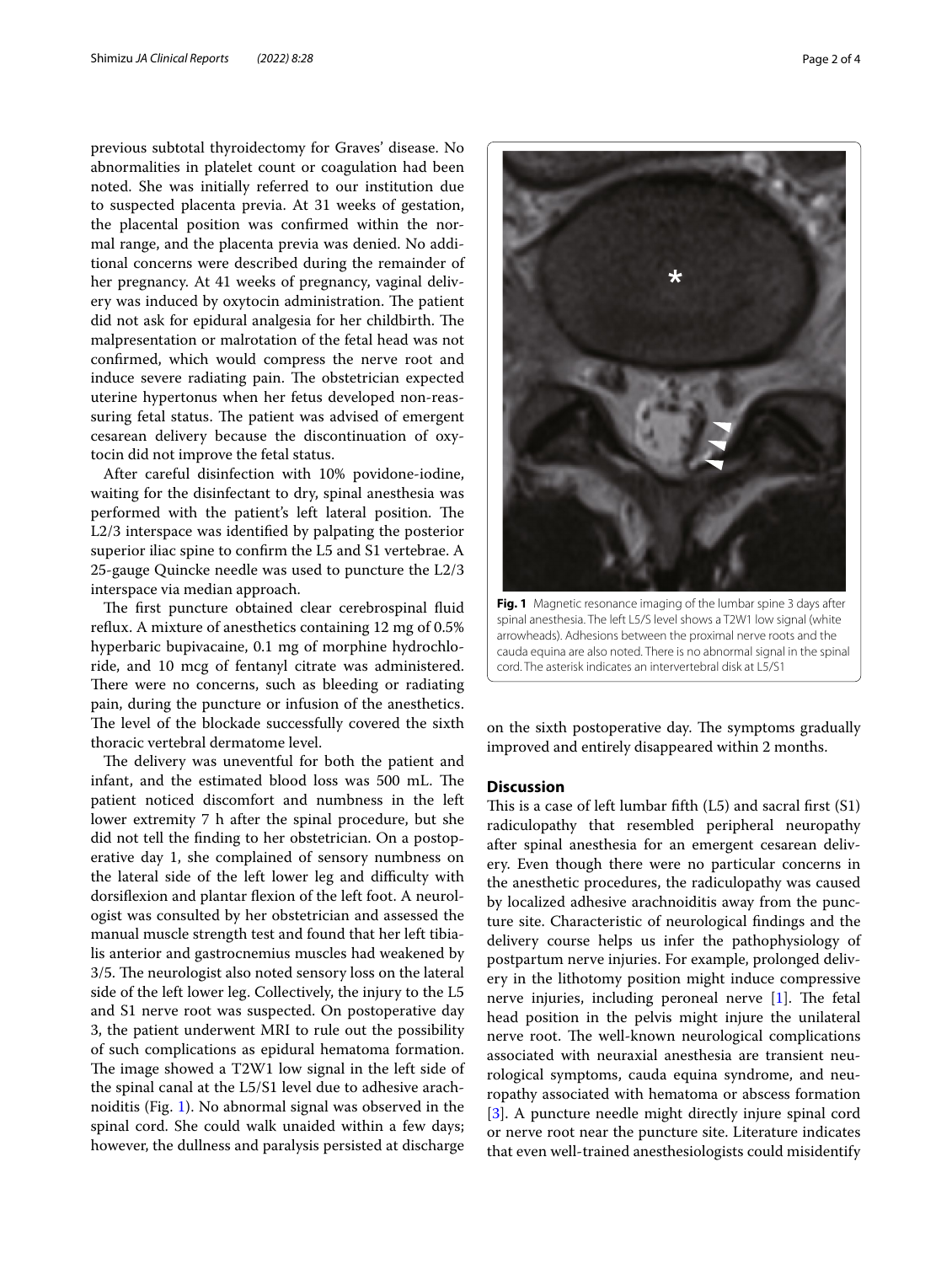previous subtotal thyroidectomy for Graves' disease. No abnormalities in platelet count or coagulation had been noted. She was initially referred to our institution due to suspected placenta previa. At 31 weeks of gestation, the placental position was confirmed within the normal range, and the placenta previa was denied. No additional concerns were described during the remainder of her pregnancy. At 41 weeks of pregnancy, vaginal delivery was induced by oxytocin administration. The patient did not ask for epidural analgesia for her childbirth. The malpresentation or malrotation of the fetal head was not confirmed, which would compress the nerve root and induce severe radiating pain. The obstetrician expected uterine hypertonus when her fetus developed non-reassuring fetal status. The patient was advised of emergent cesarean delivery because the discontinuation of oxytocin did not improve the fetal status.

After careful disinfection with 10% povidone-iodine, waiting for the disinfectant to dry, spinal anesthesia was performed with the patient's left lateral position. The L2/3 interspace was identified by palpating the posterior superior iliac spine to confirm the L5 and S1 vertebrae. A 25-gauge Quincke needle was used to puncture the L2/3 interspace via median approach.

The first puncture obtained clear cerebrospinal fluid reflux. A mixture of anesthetics containing 12 mg of 0.5% hyperbaric bupivacaine, 0.1 mg of morphine hydrochloride, and 10 mcg of fentanyl citrate was administered. There were no concerns, such as bleeding or radiating pain, during the puncture or infusion of the anesthetics. The level of the blockade successfully covered the sixth thoracic vertebral dermatome level.

The delivery was uneventful for both the patient and infant, and the estimated blood loss was 500 mL. The patient noticed discomfort and numbness in the left lower extremity 7 h after the spinal procedure, but she did not tell the finding to her obstetrician. On a postoperative day 1, she complained of sensory numbness on the lateral side of the left lower leg and difficulty with dorsiflexion and plantar flexion of the left foot. A neurologist was consulted by her obstetrician and assessed the manual muscle strength test and found that her left tibialis anterior and gastrocnemius muscles had weakened by 3/5. The neurologist also noted sensory loss on the lateral side of the left lower leg. Collectively, the injury to the L5 and S1 nerve root was suspected. On postoperative day 3, the patient underwent MRI to rule out the possibility of such complications as epidural hematoma formation. The image showed a T2W1 low signal in the left side of the spinal canal at the L5/S1 level due to adhesive arachnoiditis (Fig. 1). No abnormal signal was observed in the spinal cord. She could walk unaided within a few days; however, the dullness and paralysis persisted at discharge on the sixth postoperative day. The symptoms gradually improved and entirely disappeared within 2 months.

**Fig. 1** Magnetic resonance imaging of the lumbar spine 3 days after spinal anesthesia. The left L5/S level shows a T2W1 low signal (white arrowheads). Adhesions between the proximal nerve roots and the cauda equina are also noted. There is no abnormal signal in the spinal cord. The asterisk indicates an intervertebral disk at L5/S1

## Discussion

This is a case of left lumbar fifth (L5) and sacral first (S1) radiculopathy that resembled peripheral neuropathy after spinal anesthesia for an emergent cesarean delivery. Even though there were no particular concerns in the anesthetic procedures, the radiculopathy was caused by localized adhesive arachnoiditis away from the puncture site. Characteristic of neurological findings and the delivery course helps us infer the pathophysiology of postpartum nerve injuries. For example, prolonged delivery in the lithotomy position might induce compressive nerve injuries, including peroneal nerve [1]. The fetal head position in the pelvis might injure the unilateral nerve root. The well-known neurological complications associated with neuraxial anesthesia are transient neurological symptoms, cauda equina syndrome, and neuropathy associated with hematoma or abscess formation [3]. A puncture needle might directly injure spinal cord or nerve root near the puncture site. Literature indicates that even well-trained anesthesiologists could misidentify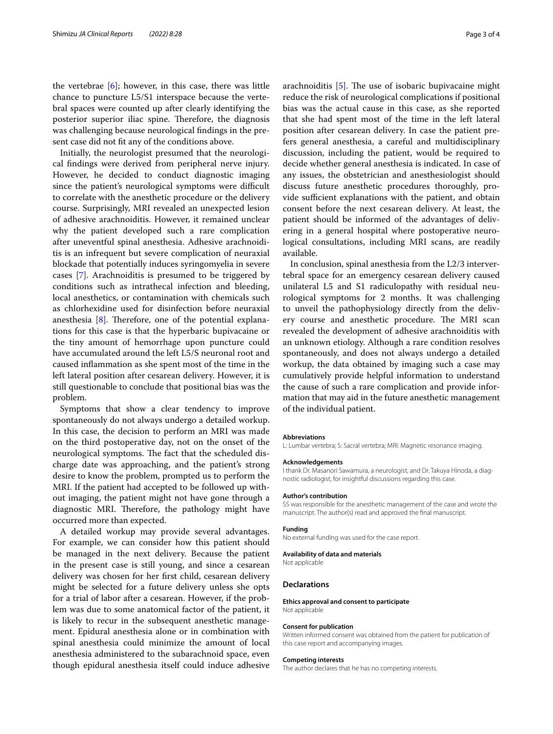the vertebrae [6]; however, in this case, there was little chance to puncture L5/S1 interspace because the vertebral spaces were counted up after clearly identifying the posterior superior iliac spine. Therefore, the diagnosis was challenging because neurological findings in the present case did not fit any of the conditions above.

Initially, the neurologist presumed that the neurological findings were derived from peripheral nerve injury. However, he decided to conduct diagnostic imaging since the patient's neurological symptoms were difficult to correlate with the anesthetic procedure or the delivery course. Surprisingly, MRI revealed an unexpected lesion of adhesive arachnoiditis. However, it remained unclear why the patient developed such a rare complication after uneventful spinal anesthesia. Adhesive arachnoiditis is an infrequent but severe complication of neuraxial blockade that potentially induces syringomyelia in severe cases [7]. Arachnoiditis is presumed to be triggered by conditions such as intrathecal infection and bleeding, local anesthetics, or contamination with chemicals such as chlorhexidine used for disinfection before neuraxial anesthesia [8]. Therefore, one of the potential explanations for this case is that the hyperbaric bupivacaine or the tiny amount of hemorrhage upon puncture could have accumulated around the left L5/S neuronal root and caused inflammation as she spent most of the time in the left lateral position after cesarean delivery. However, it is still questionable to conclude that positional bias was the problem.

Symptoms that show a clear tendency to improve spontaneously do not always undergo a detailed workup. In this case, the decision to perform an MRI was made on the third postoperative day, not on the onset of the neurological symptoms. The fact that the scheduled discharge date was approaching, and the patient's strong desire to know the problem, prompted us to perform the MRI. If the patient had accepted to be followed up without imaging, the patient might not have gone through a diagnostic MRI. Therefore, the pathology might have occurred more than expected.

A detailed workup may provide several advantages. For example, we can consider how this patient should be managed in the next delivery. Because the patient in the present case is still young, and since a cesarean delivery was chosen for her first child, cesarean delivery might be selected for a future delivery unless she opts for a trial of labor after a cesarean. However, if the problem was due to some anatomical factor of the patient, it is likely to recur in the subsequent anesthetic management. Epidural anesthesia alone or in combination with spinal anesthesia could minimize the amount of local anesthesia administered to the subarachnoid space, even though epidural anesthesia itself could induce adhesive arachnoiditis [5]. The use of isobaric bupivacaine might reduce the risk of neurological complications if positional bias was the actual cause in this case, as she reported that she had spent most of the time in the left lateral position after cesarean delivery. In case the patient prefers general anesthesia, a careful and multidisciplinary discussion, including the patient, would be required to decide whether general anesthesia is indicated. In case of any issues, the obstetrician and anesthesiologist should discuss future anesthetic procedures thoroughly, provide sufficient explanations with the patient, and obtain consent before the next cesarean delivery. At least, the patient should be informed of the advantages of delivering in a general hospital where postoperative neurological consultations, including MRI scans, are readily available.

In conclusion, spinal anesthesia from the L2/3 intervertebral space for an emergency cesarean delivery caused unilateral L5 and S1 radiculopathy with residual neurological symptoms for 2 months. It was challenging to unveil the pathophysiology directly from the delivery course and anesthetic procedure. The MRI scan revealed the development of adhesive arachnoiditis with an unknown etiology. Although a rare condition resolves spontaneously, and does not always undergo a detailed workup, the data obtained by imaging such a case may cumulatively provide helpful information to understand the cause of such a rare complication and provide information that may aid in the future anesthetic management of the individual patient.

#### Abbreviations

L: Lumbar vertebra; S: Sacral vertebra; MRI: Magnetic resonance imaging.

#### Acknowledgements

I thank Dr. Masanori Sawamura, a neurologist, and Dr. Takuya Hinoda, a diagnostic radiologist, for insightful discussions regarding this case.

#### Author's contribution

SS was responsible for the anesthetic management of the case and wrote the manuscript. The author(s) read and approved the final manuscript.

#### Funding

No external funding was used for the case report.

#### Availability of data and materials

Not applicable

### Declarations

#### Ethics approval and consent to participate

Not applicable

#### Consent for publication

Written informed consent was obtained from the patient for publication of this case report and accompanying images.

#### Competing interests

The author declares that he has no competing interests.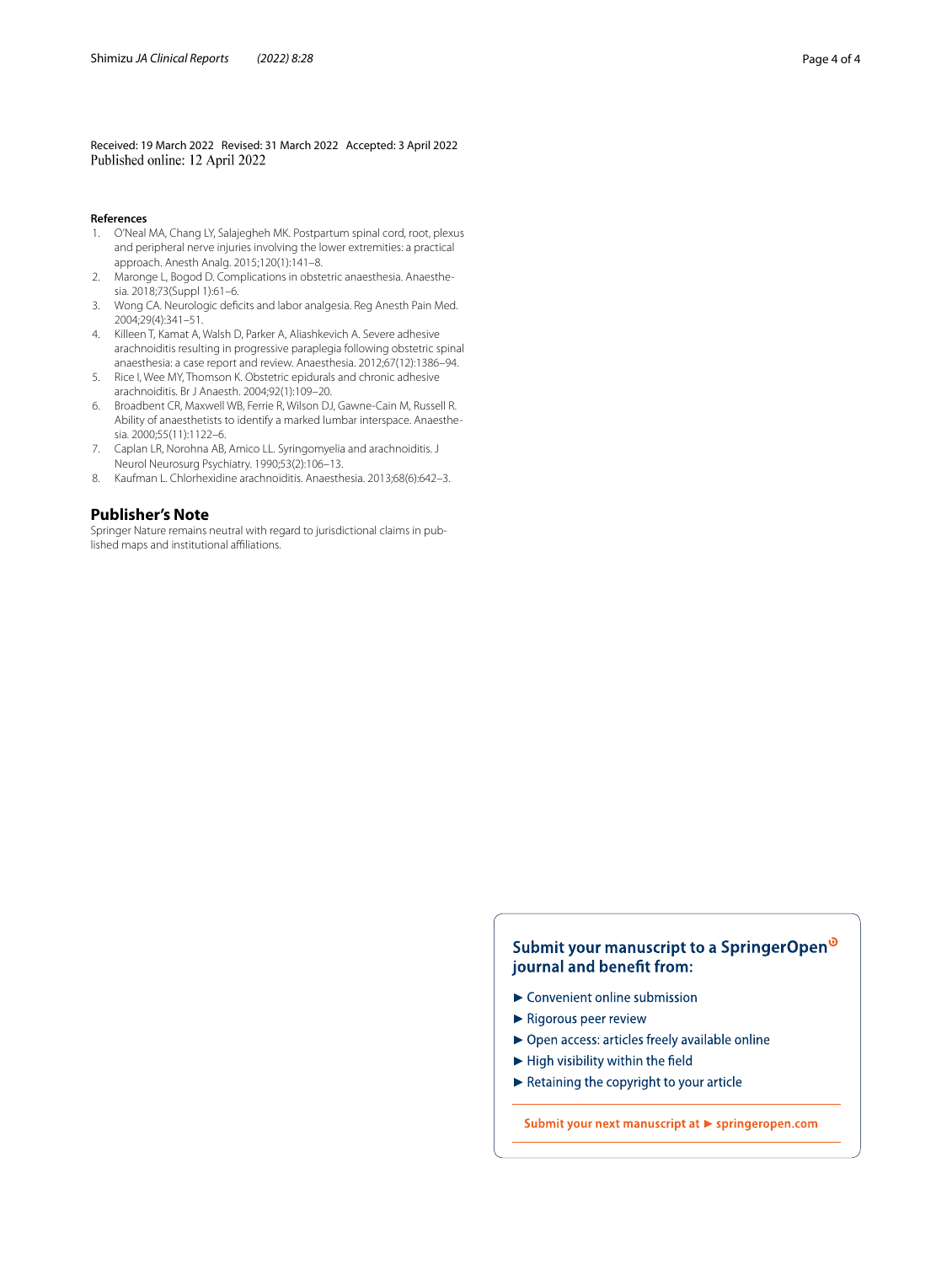Received: 19 March 2022 Revised: 31 March 2022 Accepted: 3 April 2022
Published online: 12 April 2022

#### References

1. O'Neal MA, Chang LY, Salajegheh MK. Postpartum spinal cord, root, plexus and peripheral nerve injuries involving the lower extremities: a practical approach. Anesth Analg. 2015;120(1):141–8.
2. Maronge L, Bogod D. Complications in obstetric anaesthesia. Anaesthesia. 2018;73(Suppl 1):61–6.
3. Wong CA. Neurologic deficits and labor analgesia. Reg Anesth Pain Med. 2004;29(4):341–51.
4. Killeen T, Kamat A, Walsh D, Parker A, Aliashkevich A. Severe adhesive arachnoiditis resulting in progressive paraplegia following obstetric spinal anaesthesia: a case report and review. Anaesthesia. 2012;67(12):1386–94.
5. Rice I, Wee MY, Thomson K. Obstetric epidurals and chronic adhesive arachnoiditis. Br J Anaesth. 2004;92(1):109–20.
6. Broadbent CR, Maxwell WB, Ferrie R, Wilson DJ, Gawne-Cain M, Russell R. Ability of anaesthetists to identify a marked lumbar interspace. Anaesthesia. 2000;55(11):1122–6.
7. Caplan LR, Norohna AB, Amico LL. Syringomyelia and arachnoiditis. J Neurol Neurosurg Psychiatry. 1990;53(2):106–13.
8. Kaufman L. Chlorhexidine arachnoiditis. Anaesthesia. 2013;68(6):642–3.

## Publisher's Note

Springer Nature remains neutral with regard to jurisdictional claims in published maps and institutional affiliations.

**Submit your manuscript to a SpringerOpen journal and benefit from:**

- ► Convenient online submission
- ► Rigorous peer review
- ► Open access: articles freely available online
- ► High visibility within the field
- ► Retaining the copyright to your article

**Submit your next manuscript at ► springeropen.com**